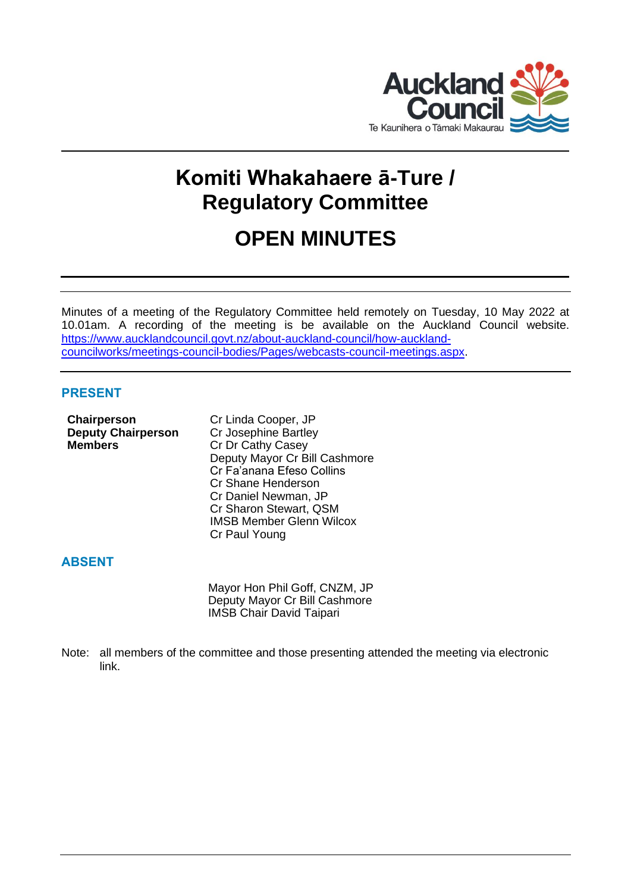# Komiti Whakahaere ā-Ture / Regulatory Committee

# OPEN MINUTES

Minutes of a meeting of the Regulatory Committee held remotely on Tuesday, 10 May 2022 at 10.01am. A recording of the meeting is be available on the Auckland Council website. [https://www.aucklandcouncil.govt.nz/about-auckland-council/how-auckland-councilworks/meetings-council-bodies/Pages/webcasts-council-meetings.aspx](https://www.aucklandcouncil.govt.nz/about-auckland-council/how-auckland-councilworks/meetings-council-bodies/Pages/webcasts-council-meetings.aspx).

## PRESENT

| | |
|---|---|
| **Chairperson** | Cr Linda Cooper, JP |
| **Deputy Chairperson** | Cr Josephine Bartley |
| **Members** | Cr Dr Cathy Casey |
| | Deputy Mayor Cr Bill Cashmore |
| | Cr Fa'anana Efeso Collins |
| | Cr Shane Henderson |
| | Cr Daniel Newman, JP |
| | Cr Sharon Stewart, QSM |
| | IMSB Member Glenn Wilcox |
| | Cr Paul Young |

## ABSENT

Mayor Hon Phil Goff, CNZM, JP
Deputy Mayor Cr Bill Cashmore
IMSB Chair David Taipari

Note: all members of the committee and those presenting attended the meeting via electronic link.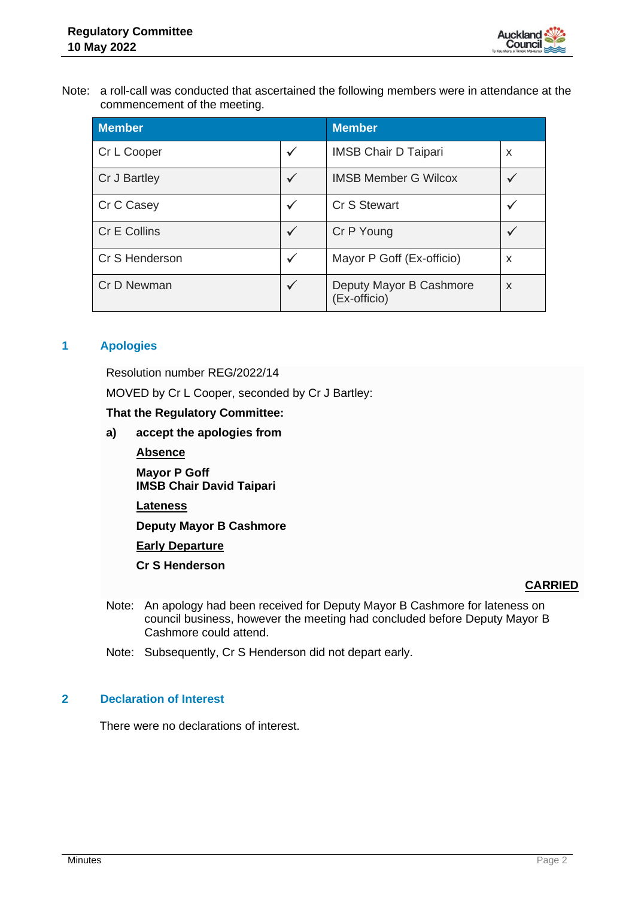Note: a roll-call was conducted that ascertained the following members were in attendance at the commencement of the meeting.

| Member | | Member | |
|---|---|---|---|
| Cr L Cooper | ✓ | IMSB Chair D Taipari | x |
| Cr J Bartley | ✓ | IMSB Member G Wilcox | ✓ |
| Cr C Casey | ✓ | Cr S Stewart | ✓ |
| Cr E Collins | ✓ | Cr P Young | ✓ |
| Cr S Henderson | ✓ | Mayor P Goff (Ex-officio) | x |
| Cr D Newman | ✓ | Deputy Mayor B Cashmore (Ex-officio) | x |

## 1 Apologies

Resolution number REG/2022/14

MOVED by Cr L Cooper, seconded by Cr J Bartley:

**That the Regulatory Committee:**

**a) accept the apologies from**

**<u>Absence</u>**

**Mayor P Goff**
**IMSB Chair David Taipari**

**<u>Lateness</u>**

**Deputy Mayor B Cashmore**

**<u>Early Departure</u>**

**Cr S Henderson**

**<u>CARRIED</u>**

Note: An apology had been received for Deputy Mayor B Cashmore for lateness on council business, however the meeting had concluded before Deputy Mayor B Cashmore could attend.

Note: Subsequently, Cr S Henderson did not depart early.

## 2 Declaration of Interest

There were no declarations of interest.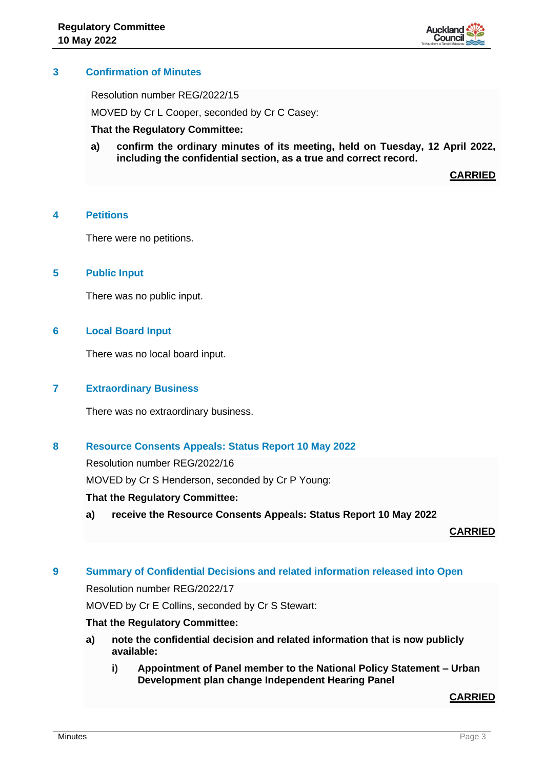## 3 Confirmation of Minutes

Resolution number REG/2022/15

MOVED by Cr L Cooper, seconded by Cr C Casey:

**That the Regulatory Committee:**

**a) confirm the ordinary minutes of its meeting, held on Tuesday, 12 April 2022, including the confidential section, as a true and correct record.**

**CARRIED**

## 4 Petitions

There were no petitions.

## 5 Public Input

There was no public input.

## 6 Local Board Input

There was no local board input.

## 7 Extraordinary Business

There was no extraordinary business.

## 8 Resource Consents Appeals: Status Report 10 May 2022

Resolution number REG/2022/16

MOVED by Cr S Henderson, seconded by Cr P Young:

**That the Regulatory Committee:**

**a) receive the Resource Consents Appeals: Status Report 10 May 2022**

**CARRIED**

## 9 Summary of Confidential Decisions and related information released into Open

Resolution number REG/2022/17

MOVED by Cr E Collins, seconded by Cr S Stewart:

**That the Regulatory Committee:**

**a) note the confidential decision and related information that is now publicly available:**

**i) Appointment of Panel member to the National Policy Statement – Urban Development plan change Independent Hearing Panel**

**CARRIED**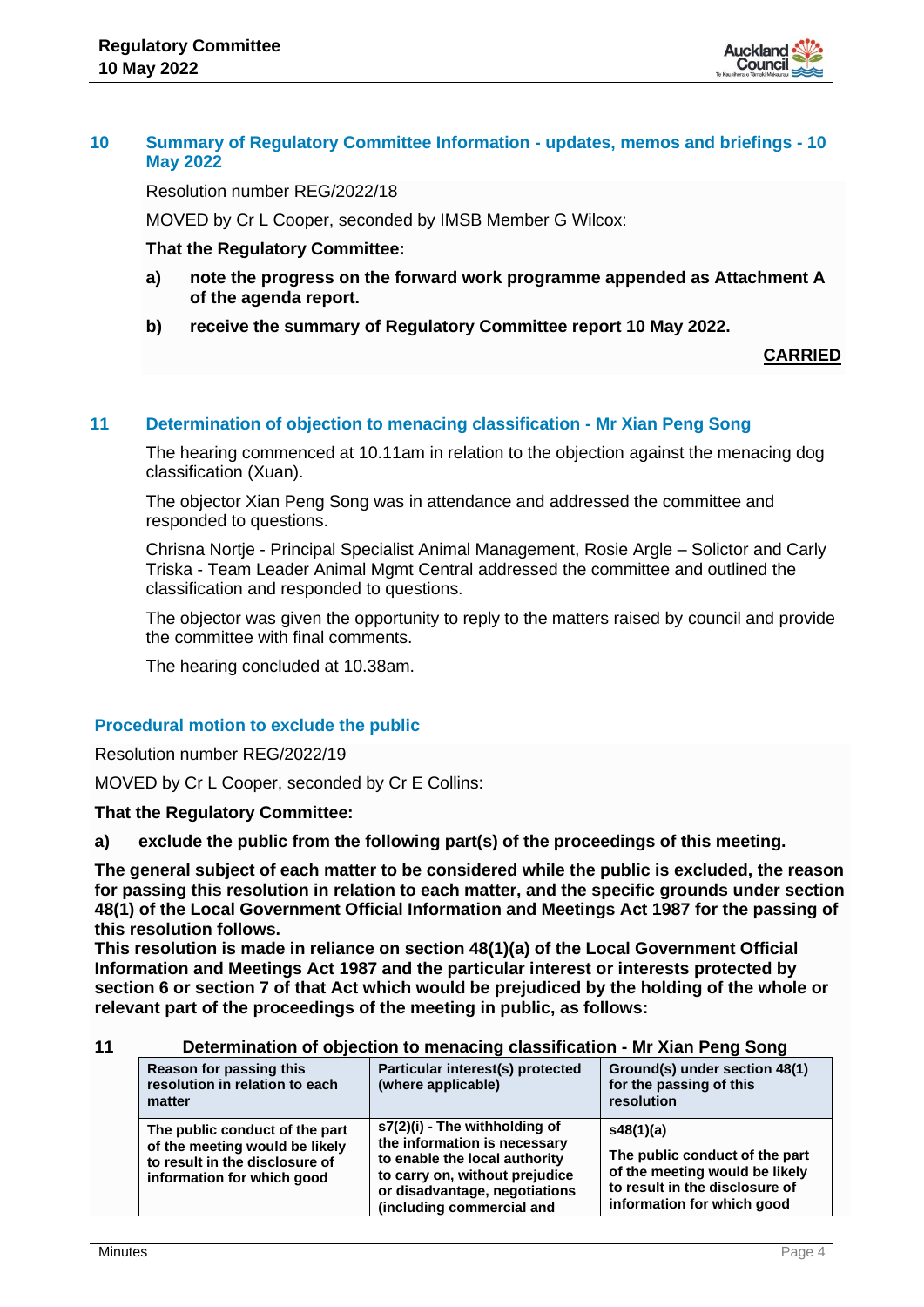## 10 Summary of Regulatory Committee Information - updates, memos and briefings - 10 May 2022

Resolution number REG/2022/18

MOVED by Cr L Cooper, seconded by IMSB Member G Wilcox:

**That the Regulatory Committee:**

**a) note the progress on the forward work programme appended as Attachment A of the agenda report.**

**b) receive the summary of Regulatory Committee report 10 May 2022.**

**CARRIED**

## 11 Determination of objection to menacing classification - Mr Xian Peng Song

The hearing commenced at 10.11am in relation to the objection against the menacing dog classification (Xuan).

The objector Xian Peng Song was in attendance and addressed the committee and responded to questions.

Chrisna Nortje - Principal Specialist Animal Management, Rosie Argle – Solictor and Carly Triska - Team Leader Animal Mgmt Central addressed the committee and outlined the classification and responded to questions.

The objector was given the opportunity to reply to the matters raised by council and provide the committee with final comments.

The hearing concluded at 10.38am.

## Procedural motion to exclude the public

Resolution number REG/2022/19

MOVED by Cr L Cooper, seconded by Cr E Collins:

**That the Regulatory Committee:**

**a) exclude the public from the following part(s) of the proceedings of this meeting.**

**The general subject of each matter to be considered while the public is excluded, the reason for passing this resolution in relation to each matter, and the specific grounds under section 48(1) of the Local Government Official Information and Meetings Act 1987 for the passing of this resolution follows.**

**This resolution is made in reliance on section 48(1)(a) of the Local Government Official Information and Meetings Act 1987 and the particular interest or interests protected by section 6 or section 7 of that Act which would be prejudiced by the holding of the whole or relevant part of the proceedings of the meeting in public, as follows:**

**11 Determination of objection to menacing classification - Mr Xian Peng Song**

| Reason for passing this resolution in relation to each matter | Particular interest(s) protected (where applicable) | Ground(s) under section 48(1) for the passing of this resolution |
|---|---|---|
| The public conduct of the part of the meeting would be likely to result in the disclosure of information for which good | s7(2)(i) - The withholding of the information is necessary to enable the local authority to carry on, without prejudice or disadvantage, negotiations (including commercial and | s48(1)(a)<br><br>The public conduct of the part of the meeting would be likely to result in the disclosure of information for which good |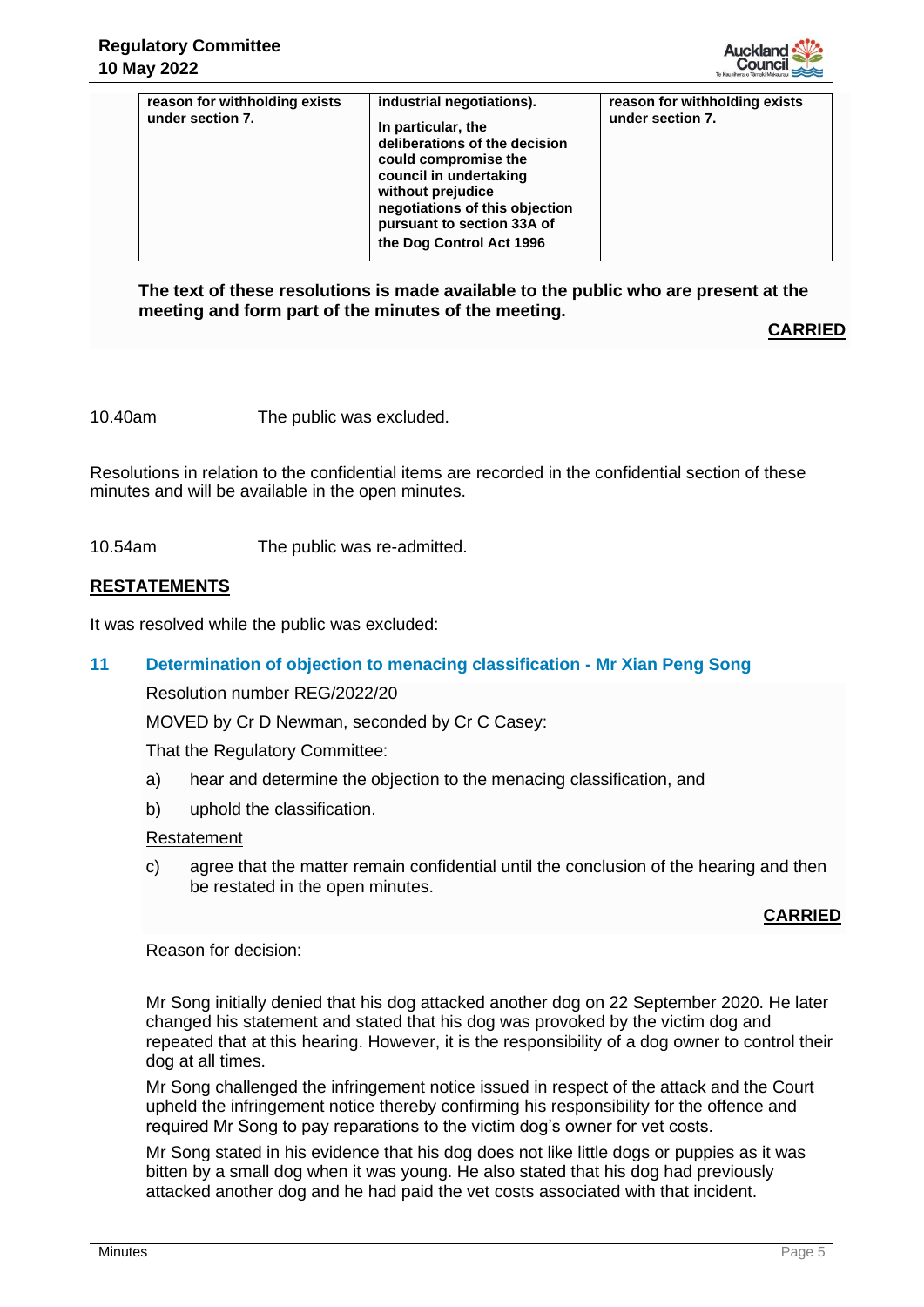| | | |
|---|---|---|
| **reason for withholding exists under section 7.** | **industrial negotiations).**<br><br>**In particular, the deliberations of the decision could compromise the council in undertaking without prejudice negotiations of this objection pursuant to section 33A of the Dog Control Act 1996** | **reason for withholding exists under section 7.** |

**The text of these resolutions is made available to the public who are present at the meeting and form part of the minutes of the meeting.**

**CARRIED**

10.40am The public was excluded.

Resolutions in relation to the confidential items are recorded in the confidential section of these minutes and will be available in the open minutes.

10.54am The public was re-admitted.

**RESTATEMENTS**

It was resolved while the public was excluded:

## 11 Determination of objection to menacing classification - Mr Xian Peng Song

Resolution number REG/2022/20

MOVED by Cr D Newman, seconded by Cr C Casey:

That the Regulatory Committee:

a) hear and determine the objection to the menacing classification, and

b) uphold the classification.

Restatement

c) agree that the matter remain confidential until the conclusion of the hearing and then be restated in the open minutes.

**CARRIED**

Reason for decision:

Mr Song initially denied that his dog attacked another dog on 22 September 2020. He later changed his statement and stated that his dog was provoked by the victim dog and repeated that at this hearing. However, it is the responsibility of a dog owner to control their dog at all times.

Mr Song challenged the infringement notice issued in respect of the attack and the Court upheld the infringement notice thereby confirming his responsibility for the offence and required Mr Song to pay reparations to the victim dog's owner for vet costs.

Mr Song stated in his evidence that his dog does not like little dogs or puppies as it was bitten by a small dog when it was young. He also stated that his dog had previously attacked another dog and he had paid the vet costs associated with that incident.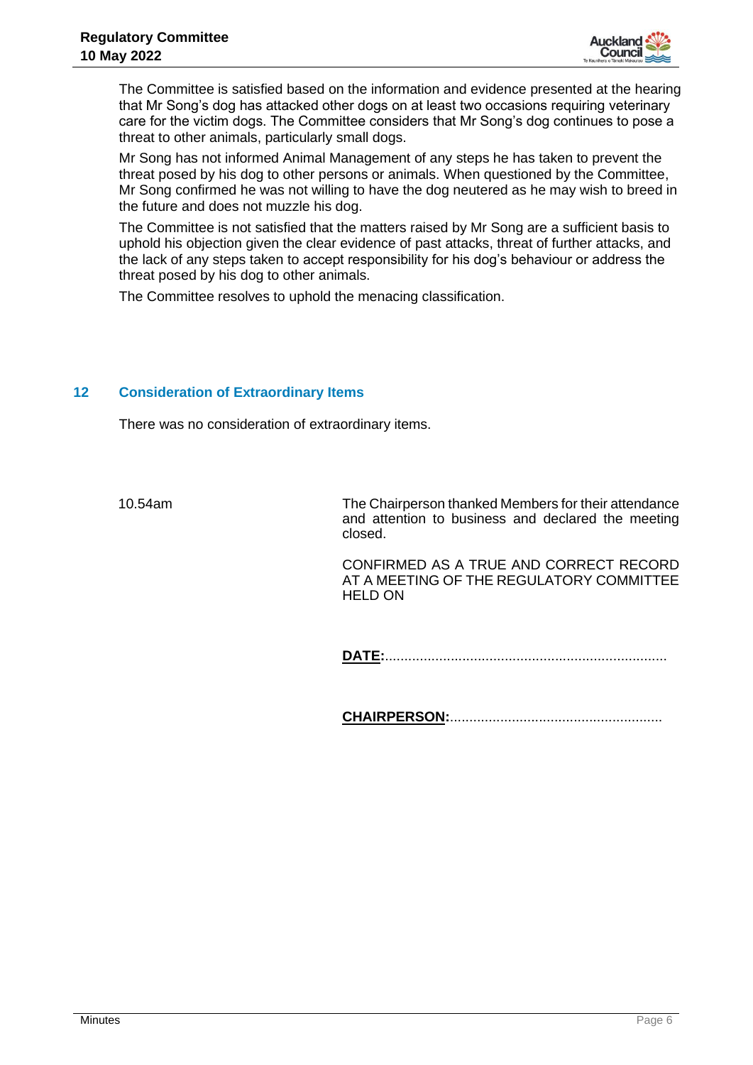The Committee is satisfied based on the information and evidence presented at the hearing that Mr Song's dog has attacked other dogs on at least two occasions requiring veterinary care for the victim dogs. The Committee considers that Mr Song's dog continues to pose a threat to other animals, particularly small dogs.

Mr Song has not informed Animal Management of any steps he has taken to prevent the threat posed by his dog to other persons or animals. When questioned by the Committee, Mr Song confirmed he was not willing to have the dog neutered as he may wish to breed in the future and does not muzzle his dog.

The Committee is not satisfied that the matters raised by Mr Song are a sufficient basis to uphold his objection given the clear evidence of past attacks, threat of further attacks, and the lack of any steps taken to accept responsibility for his dog's behaviour or address the threat posed by his dog to other animals.

The Committee resolves to uphold the menacing classification.

## 12 Consideration of Extraordinary Items

There was no consideration of extraordinary items.

10.54am

The Chairperson thanked Members for their attendance and attention to business and declared the meeting closed.

CONFIRMED AS A TRUE AND CORRECT RECORD AT A MEETING OF THE REGULATORY COMMITTEE HELD ON

**DATE:**.........................................................................

**CHAIRPERSON:**.......................................................